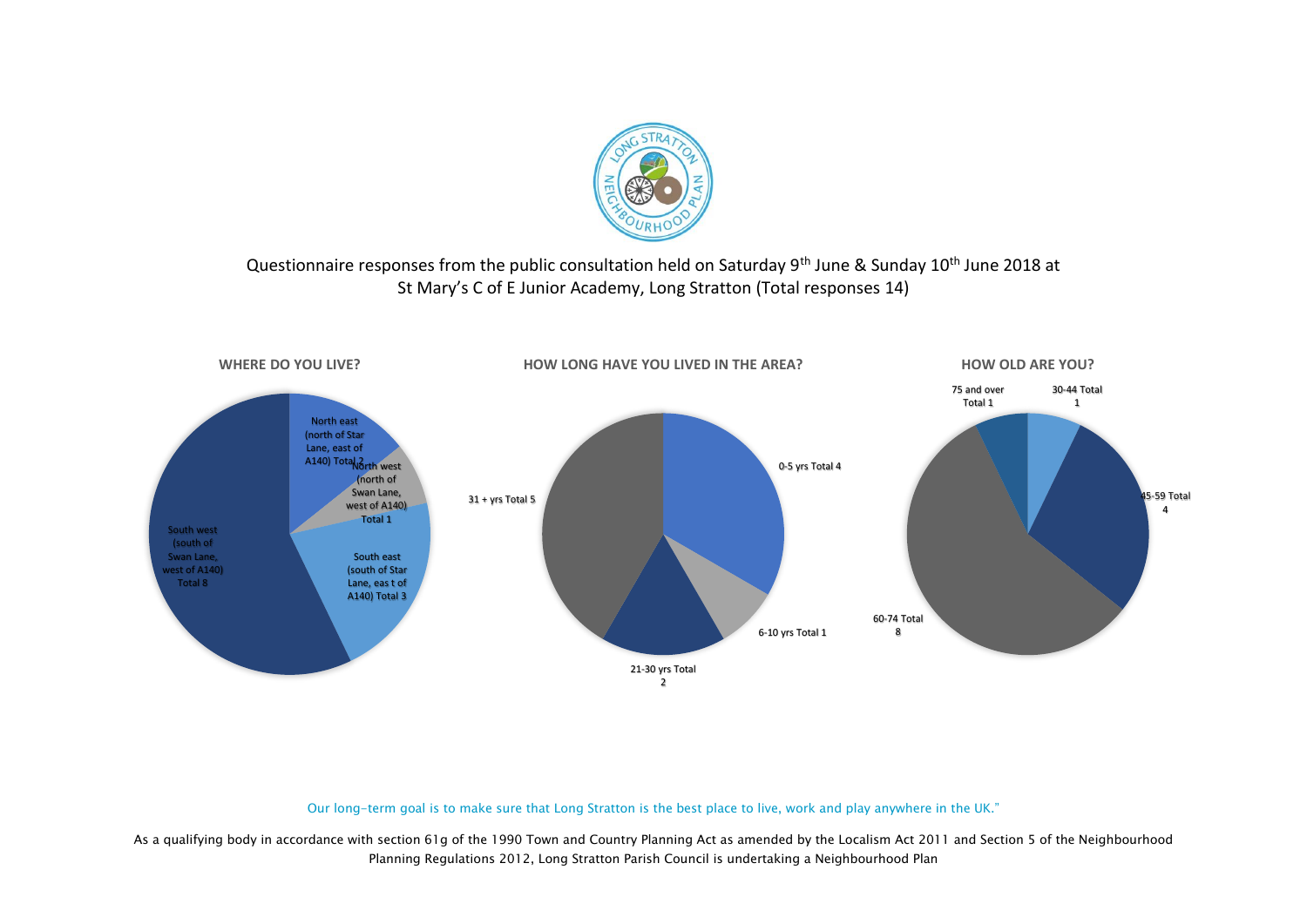Questionnaire responses from the public consultation held on Saturday 9th June & Sunday 10th June 2018 at St Mary's C of E Junior Academy, Long Stratton (Total responses 14)

**WHERE DO YOU LIVE?**

- North east (north of Star Lane, east of A140) Total 2
- North west (north of Swan Lane, west of A140) Total 1
- South east (south of Star Lane, eas t of A140) Total 3
- South west (south of Swan Lane, west of A140) Total 8

**HOW LONG HAVE YOU LIVED IN THE AREA?**

- 0-5 yrs Total 4
- 6-10 yrs Total 1
- 21-30 yrs Total 2
- 31 + yrs Total 5

**HOW OLD ARE YOU?**

- 30-44 Total 1
- 45-59 Total 4
- 60-74 Total 8
- 75 and over Total 1

Our long-term goal is to make sure that Long Stratton is the best place to live, work and play anywhere in the UK."

As a qualifying body in accordance with section 61g of the 1990 Town and Country Planning Act as amended by the Localism Act 2011 and Section 5 of the Neighbourhood Planning Regulations 2012, Long Stratton Parish Council is undertaking a Neighbourhood Plan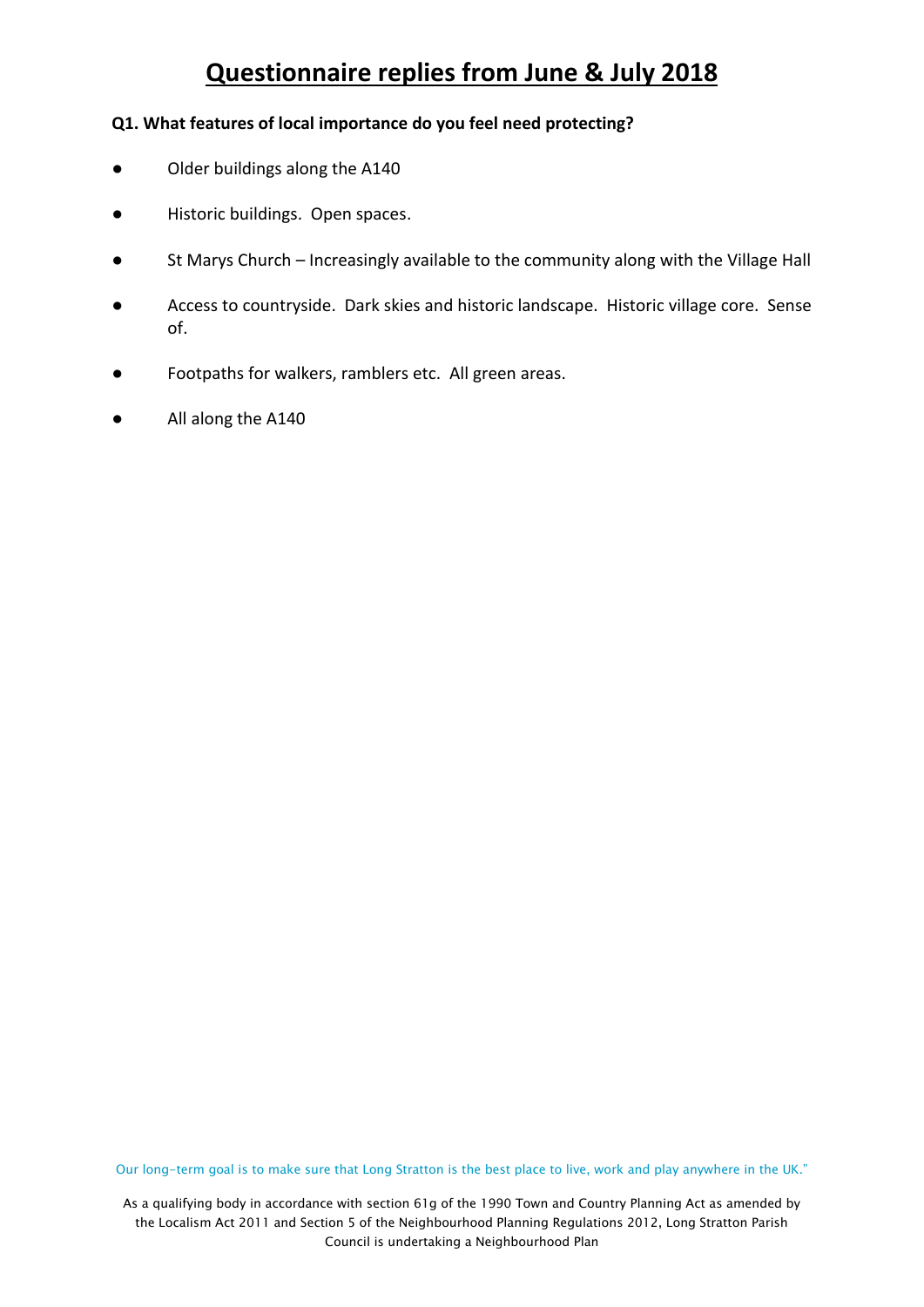# Questionnaire replies from June & July 2018

**Q1. What features of local importance do you feel need protecting?**

- Older buildings along the A140
- Historic buildings. Open spaces.
- St Marys Church – Increasingly available to the community along with the Village Hall
- Access to countryside. Dark skies and historic landscape. Historic village core. Sense of.
- Footpaths for walkers, ramblers etc. All green areas.
- All along the A140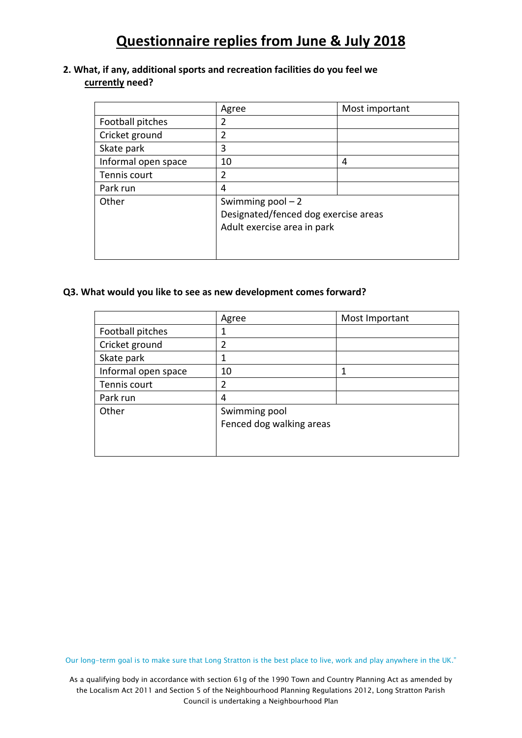# Questionnaire replies from June & July 2018

**2. What, if any, additional sports and recreation facilities do you feel we currently need?**

| | Agree | Most important |
|---|---|---|
| Football pitches | 2 | |
| Cricket ground | 2 | |
| Skate park | 3 | |
| Informal open space | 10 | 4 |
| Tennis court | 2 | |
| Park run | 4 | |
| Other | Swimming pool – 2<br>Designated/fenced dog exercise areas<br>Adult exercise area in park | |

**Q3. What would you like to see as new development comes forward?**

| | Agree | Most Important |
|---|---|---|
| Football pitches | 1 | |
| Cricket ground | 2 | |
| Skate park | 1 | |
| Informal open space | 10 | 1 |
| Tennis court | 2 | |
| Park run | 4 | |
| Other | Swimming pool<br>Fenced dog walking areas | |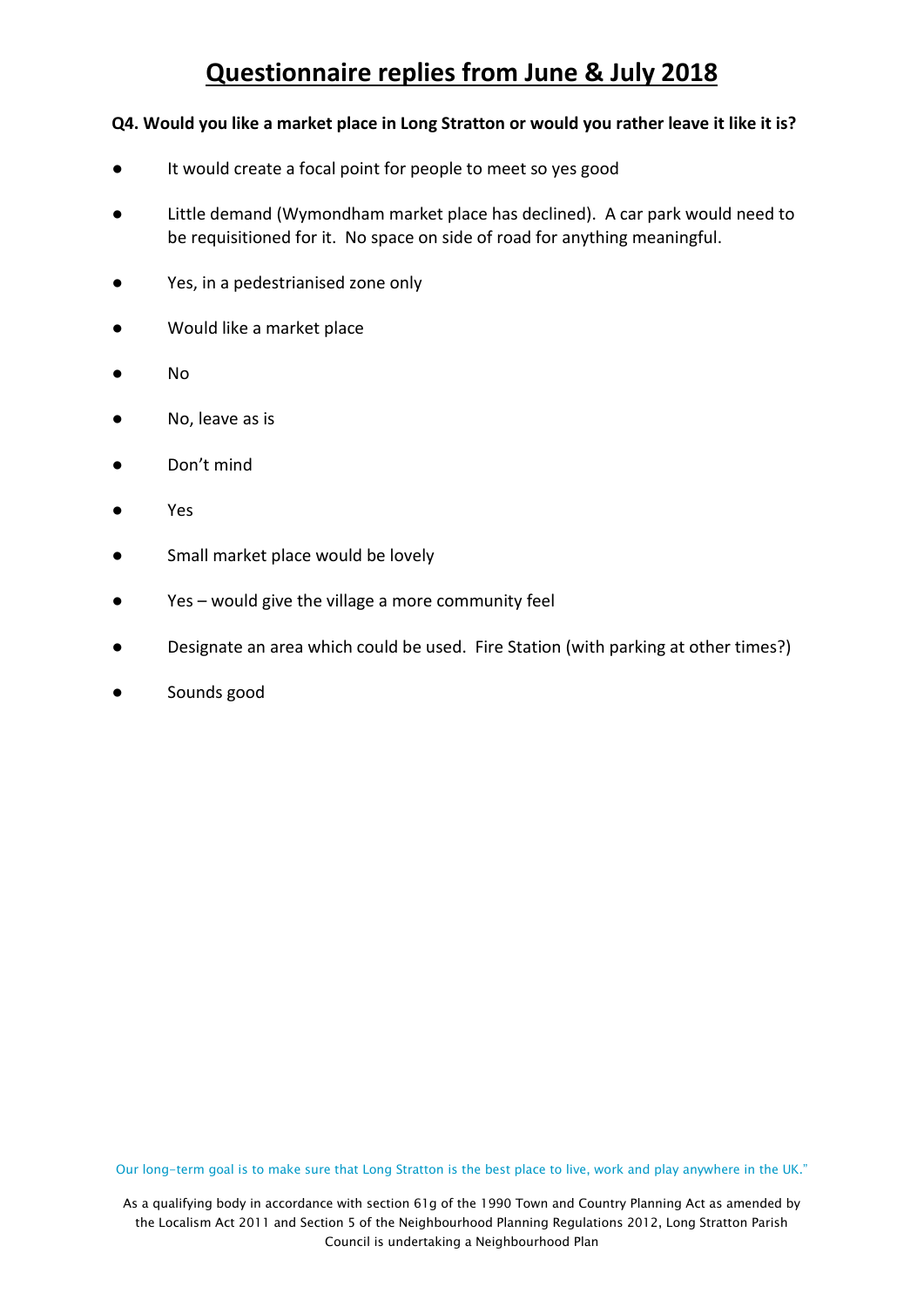# Questionnaire replies from June & July 2018

**Q4. Would you like a market place in Long Stratton or would you rather leave it like it is?**

- It would create a focal point for people to meet so yes good
- Little demand (Wymondham market place has declined). A car park would need to be requisitioned for it. No space on side of road for anything meaningful.
- Yes, in a pedestrianised zone only
- Would like a market place
- No
- No, leave as is
- Don't mind
- Yes
- Small market place would be lovely
- Yes – would give the village a more community feel
- Designate an area which could be used. Fire Station (with parking at other times?)
- Sounds good

Our long-term goal is to make sure that Long Stratton is the best place to live, work and play anywhere in the UK."

As a qualifying body in accordance with section 61g of the 1990 Town and Country Planning Act as amended by the Localism Act 2011 and Section 5 of the Neighbourhood Planning Regulations 2012, Long Stratton Parish Council is undertaking a Neighbourhood Plan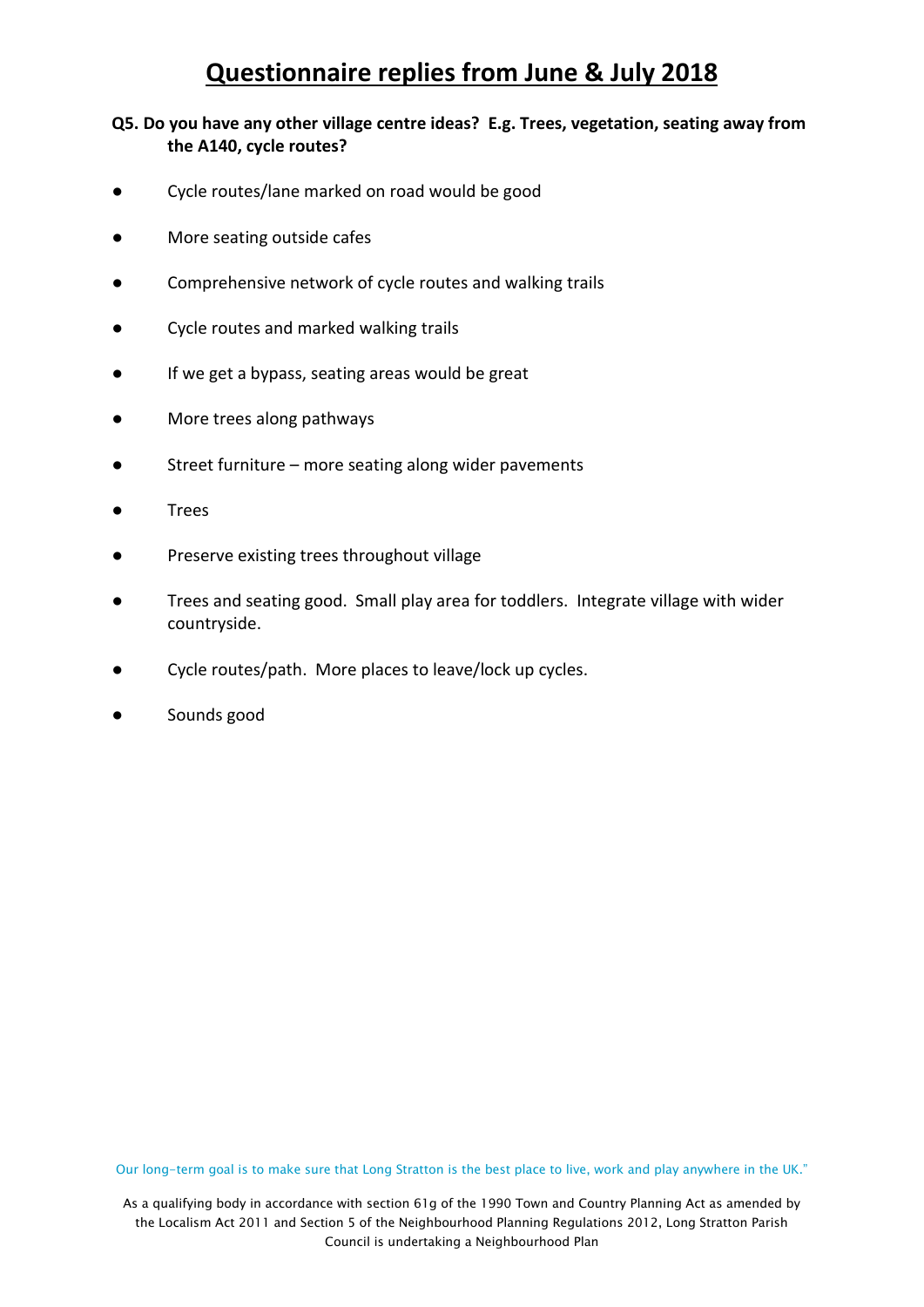# Questionnaire replies from June & July 2018

**Q5. Do you have any other village centre ideas? E.g. Trees, vegetation, seating away from the A140, cycle routes?**

- Cycle routes/lane marked on road would be good
- More seating outside cafes
- Comprehensive network of cycle routes and walking trails
- Cycle routes and marked walking trails
- If we get a bypass, seating areas would be great
- More trees along pathways
- Street furniture – more seating along wider pavements
- Trees
- Preserve existing trees throughout village
- Trees and seating good. Small play area for toddlers. Integrate village with wider countryside.
- Cycle routes/path. More places to leave/lock up cycles.
- Sounds good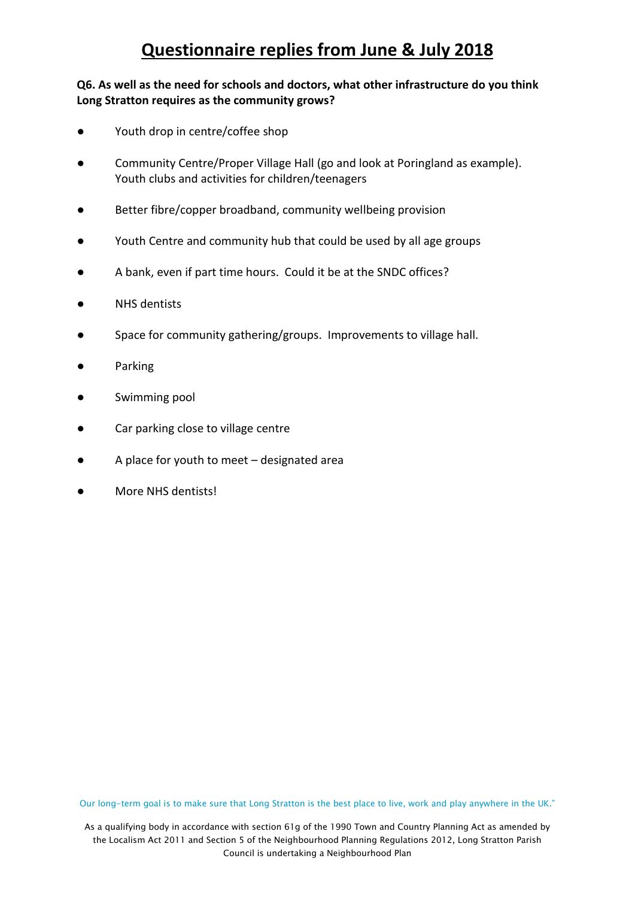# Questionnaire replies from June & July 2018

**Q6. As well as the need for schools and doctors, what other infrastructure do you think Long Stratton requires as the community grows?**

- Youth drop in centre/coffee shop
- Community Centre/Proper Village Hall (go and look at Poringland as example). Youth clubs and activities for children/teenagers
- Better fibre/copper broadband, community wellbeing provision
- Youth Centre and community hub that could be used by all age groups
- A bank, even if part time hours. Could it be at the SNDC offices?
- NHS dentists
- Space for community gathering/groups. Improvements to village hall.
- Parking
- Swimming pool
- Car parking close to village centre
- A place for youth to meet – designated area
- More NHS dentists!

Our long-term goal is to make sure that Long Stratton is the best place to live, work and play anywhere in the UK."

As a qualifying body in accordance with section 61g of the 1990 Town and Country Planning Act as amended by the Localism Act 2011 and Section 5 of the Neighbourhood Planning Regulations 2012, Long Stratton Parish Council is undertaking a Neighbourhood Plan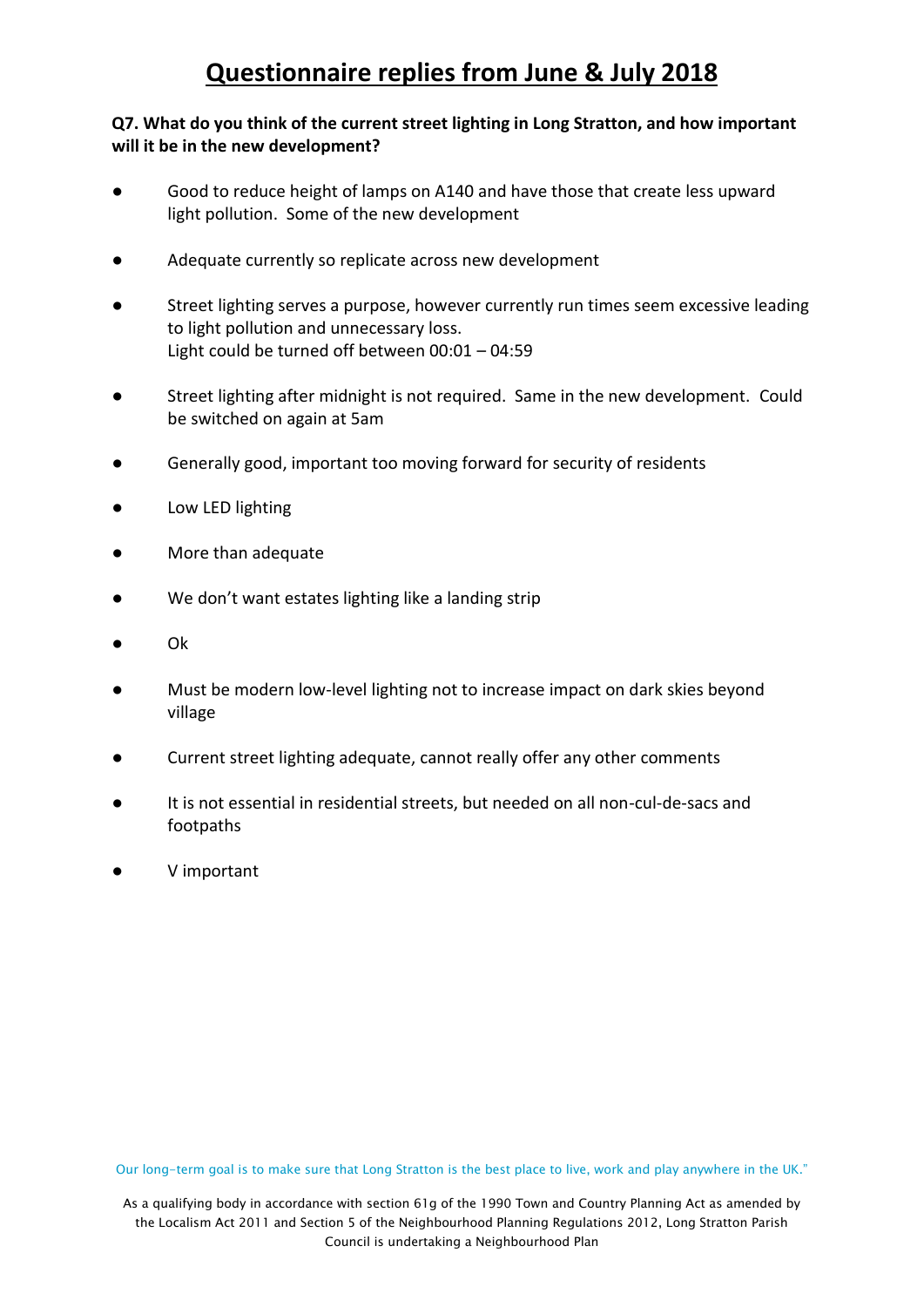# Questionnaire replies from June & July 2018

**Q7. What do you think of the current street lighting in Long Stratton, and how important will it be in the new development?**

- Good to reduce height of lamps on A140 and have those that create less upward light pollution. Some of the new development
- Adequate currently so replicate across new development
- Street lighting serves a purpose, however currently run times seem excessive leading to light pollution and unnecessary loss.
  Light could be turned off between 00:01 – 04:59
- Street lighting after midnight is not required. Same in the new development. Could be switched on again at 5am
- Generally good, important too moving forward for security of residents
- Low LED lighting
- More than adequate
- We don't want estates lighting like a landing strip
- Ok
- Must be modern low-level lighting not to increase impact on dark skies beyond village
- Current street lighting adequate, cannot really offer any other comments
- It is not essential in residential streets, but needed on all non-cul-de-sacs and footpaths
- V important

Our long-term goal is to make sure that Long Stratton is the best place to live, work and play anywhere in the UK."

As a qualifying body in accordance with section 61g of the 1990 Town and Country Planning Act as amended by the Localism Act 2011 and Section 5 of the Neighbourhood Planning Regulations 2012, Long Stratton Parish Council is undertaking a Neighbourhood Plan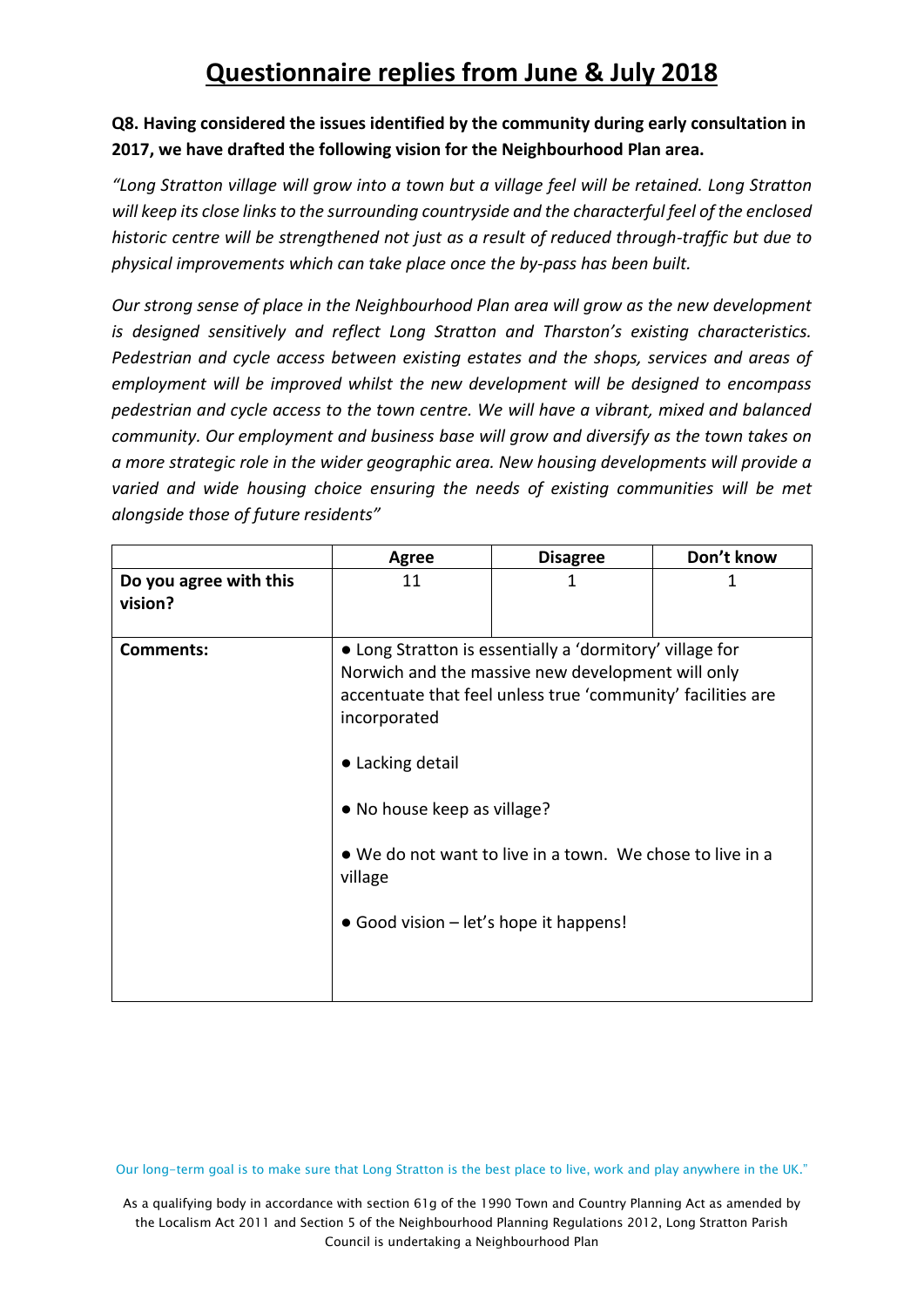# Questionnaire replies from June & July 2018

**Q8. Having considered the issues identified by the community during early consultation in 2017, we have drafted the following vision for the Neighbourhood Plan area.**

*"Long Stratton village will grow into a town but a village feel will be retained. Long Stratton will keep its close links to the surrounding countryside and the characterful feel of the enclosed historic centre will be strengthened not just as a result of reduced through-traffic but due to physical improvements which can take place once the by-pass has been built.*

*Our strong sense of place in the Neighbourhood Plan area will grow as the new development is designed sensitively and reflect Long Stratton and Tharston's existing characteristics. Pedestrian and cycle access between existing estates and the shops, services and areas of employment will be improved whilst the new development will be designed to encompass pedestrian and cycle access to the town centre. We will have a vibrant, mixed and balanced community. Our employment and business base will grow and diversify as the town takes on a more strategic role in the wider geographic area. New housing developments will provide a varied and wide housing choice ensuring the needs of existing communities will be met alongside those of future residents"*

| | Agree | Disagree | Don't know |
|---|---|---|---|
| **Do you agree with this vision?** | 11 | 1 | 1 |
| **Comments:** | ● Long Stratton is essentially a 'dormitory' village for Norwich and the massive new development will only accentuate that feel unless true 'community' facilities are incorporated<br>● Lacking detail<br>● No house keep as village?<br>● We do not want to live in a town. We chose to live in a village<br>● Good vision – let's hope it happens! | | |

Our long-term goal is to make sure that Long Stratton is the best place to live, work and play anywhere in the UK."

As a qualifying body in accordance with section 61g of the 1990 Town and Country Planning Act as amended by the Localism Act 2011 and Section 5 of the Neighbourhood Planning Regulations 2012, Long Stratton Parish Council is undertaking a Neighbourhood Plan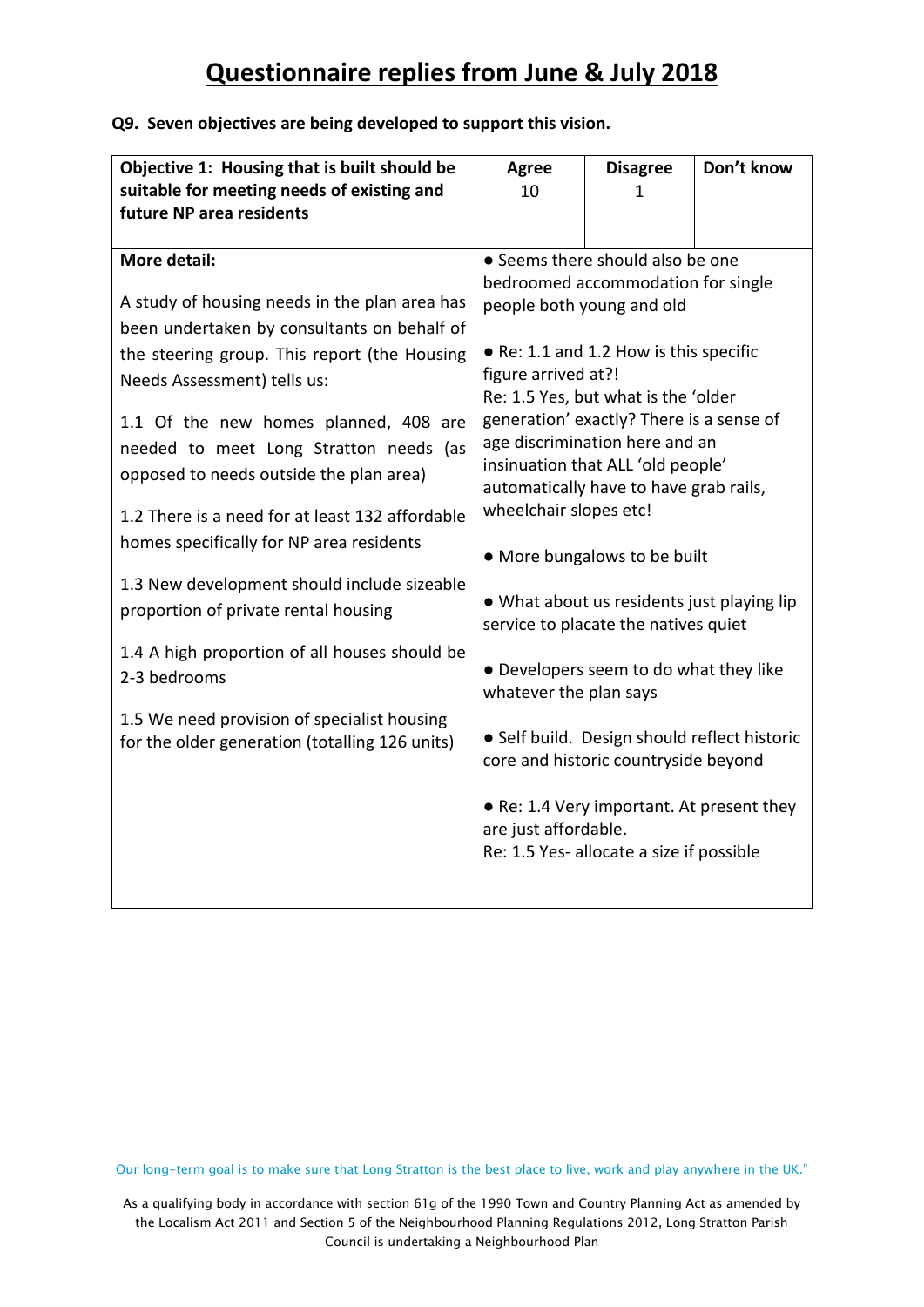# Questionnaire replies from June & July 2018

**Q9. Seven objectives are being developed to support this vision.**

| Objective 1: Housing that is built should be suitable for meeting needs of existing and future NP area residents | Agree | Disagree | Don't know |
|---|---|---|---|
| | 10 | 1 | |
| **More detail:**<br><br>A study of housing needs in the plan area has been undertaken by consultants on behalf of the steering group. This report (the Housing Needs Assessment) tells us:<br><br>1.1 Of the new homes planned, 408 are needed to meet Long Stratton needs (as opposed to needs outside the plan area)<br><br>1.2 There is a need for at least 132 affordable homes specifically for NP area residents<br><br>1.3 New development should include sizeable proportion of private rental housing<br><br>1.4 A high proportion of all houses should be 2-3 bedrooms<br><br>1.5 We need provision of specialist housing for the older generation (totalling 126 units) | ● Seems there should also be one bedroomed accommodation for single people both young and old<br><br>● Re: 1.1 and 1.2 How is this specific figure arrived at?!<br>Re: 1.5 Yes, but what is the 'older generation' exactly? There is a sense of age discrimination here and an insinuation that ALL 'old people' automatically have to have grab rails, wheelchair slopes etc!<br><br>● More bungalows to be built<br><br>● What about us residents just playing lip service to placate the natives quiet<br><br>● Developers seem to do what they like whatever the plan says<br><br>● Self build. Design should reflect historic core and historic countryside beyond<br><br>● Re: 1.4 Very important. At present they are just affordable.<br>Re: 1.5 Yes- allocate a size if possible | | |

Our long-term goal is to make sure that Long Stratton is the best place to live, work and play anywhere in the UK."

As a qualifying body in accordance with section 61g of the 1990 Town and Country Planning Act as amended by the Localism Act 2011 and Section 5 of the Neighbourhood Planning Regulations 2012, Long Stratton Parish Council is undertaking a Neighbourhood Plan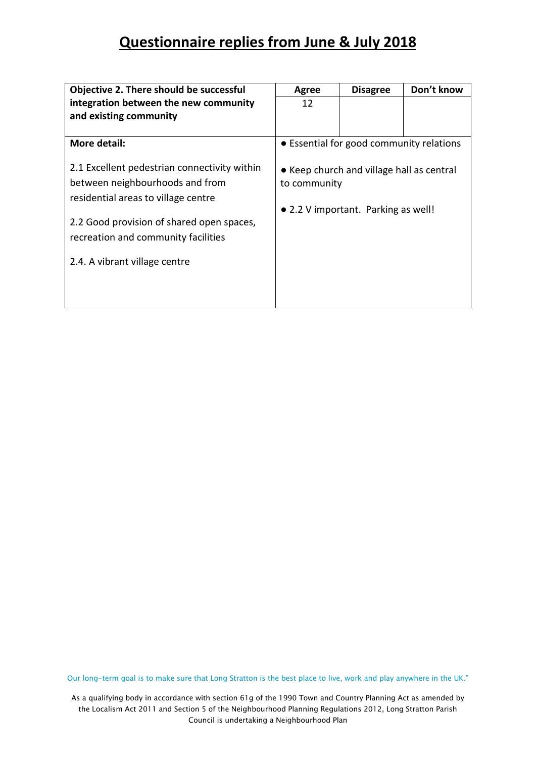# Questionnaire replies from June & July 2018

| Objective 2. There should be successful integration between the new community and existing community | Agree | Disagree | Don't know |
|---|---|---|---|
| | 12 | | |
| **More detail:**<br><br>2.1 Excellent pedestrian connectivity within between neighbourhoods and from residential areas to village centre<br><br>2.2 Good provision of shared open spaces, recreation and community facilities<br><br>2.4. A vibrant village centre | ● Essential for good community relations<br><br>● Keep church and village hall as central to community<br><br>● 2.2 V important. Parking as well! | | |

Our long-term goal is to make sure that Long Stratton is the best place to live, work and play anywhere in the UK."

As a qualifying body in accordance with section 61g of the 1990 Town and Country Planning Act as amended by the Localism Act 2011 and Section 5 of the Neighbourhood Planning Regulations 2012, Long Stratton Parish Council is undertaking a Neighbourhood Plan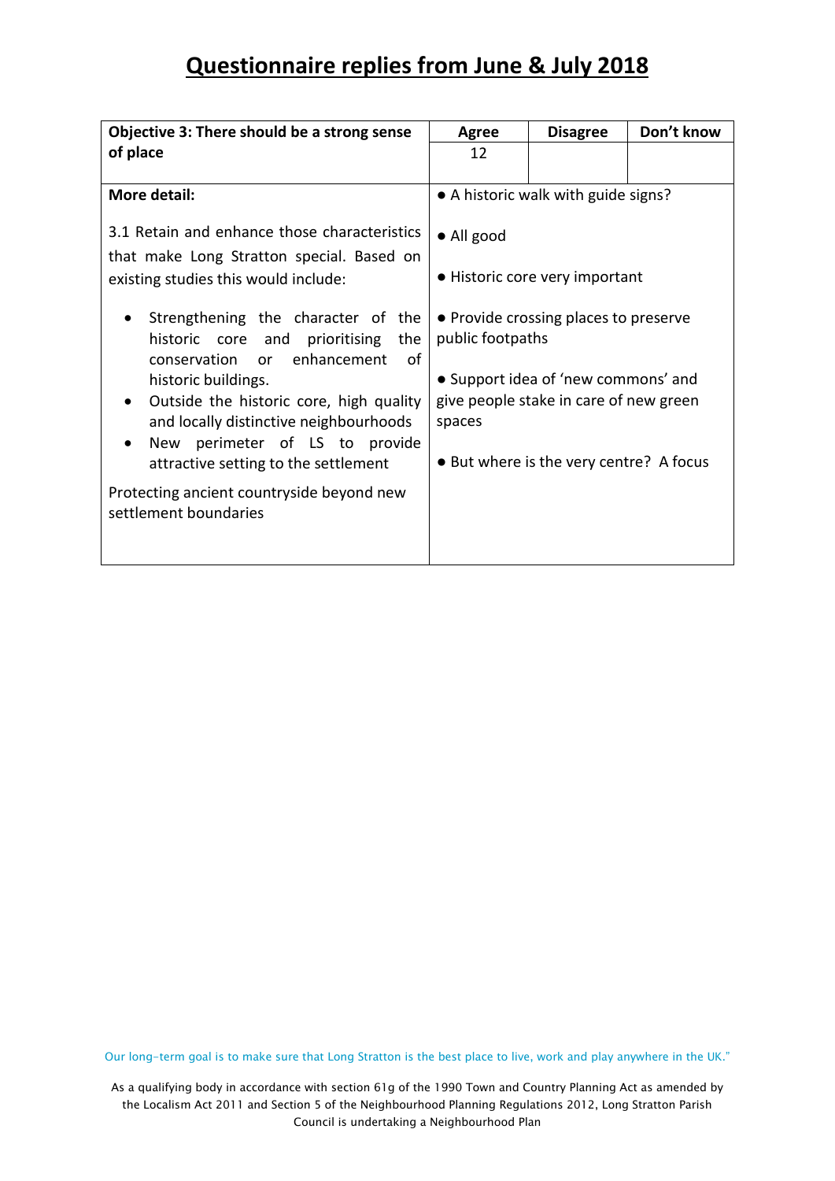# Questionnaire replies from June & July 2018

| Objective 3: There should be a strong sense of place | Agree | Disagree | Don't know |
|---|---|---|---|
| | 12 | | |
| **More detail:**<br><br>3.1 Retain and enhance those characteristics that make Long Stratton special. Based on existing studies this would include:<br><br>• Strengthening the character of the historic core and prioritising the conservation or enhancement of historic buildings.<br>• Outside the historic core, high quality and locally distinctive neighbourhoods<br>• New perimeter of LS to provide attractive setting to the settlement<br><br>Protecting ancient countryside beyond new settlement boundaries | ● A historic walk with guide signs?<br><br>● All good<br><br>● Historic core very important<br><br>● Provide crossing places to preserve public footpaths<br><br>● Support idea of 'new commons' and give people stake in care of new green spaces<br><br>● But where is the very centre? A focus | | |

Our long-term goal is to make sure that Long Stratton is the best place to live, work and play anywhere in the UK."

As a qualifying body in accordance with section 61g of the 1990 Town and Country Planning Act as amended by the Localism Act 2011 and Section 5 of the Neighbourhood Planning Regulations 2012, Long Stratton Parish Council is undertaking a Neighbourhood Plan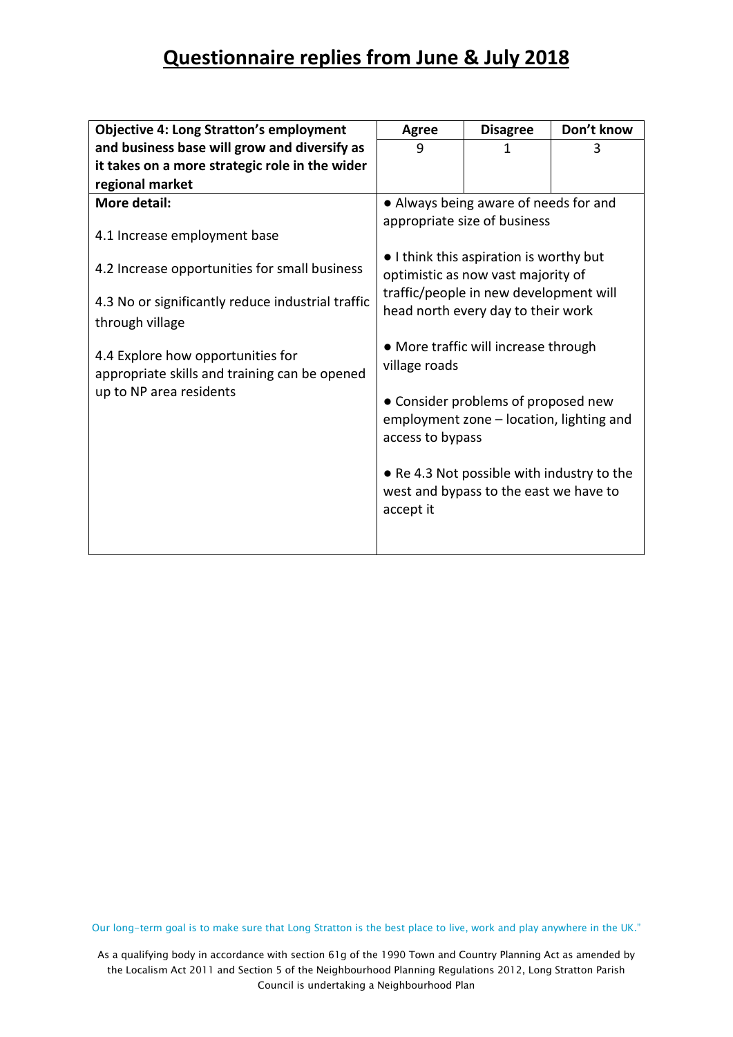# Questionnaire replies from June & July 2018

| Objective 4: Long Stratton's employment and business base will grow and diversify as it takes on a more strategic role in the wider regional market | Agree | Disagree | Don't know |
|---|---|---|---|
| | 9 | 1 | 3 |
| **More detail:**<br><br>4.1 Increase employment base<br><br>4.2 Increase opportunities for small business<br><br>4.3 No or significantly reduce industrial traffic through village<br><br>4.4 Explore how opportunities for appropriate skills and training can be opened up to NP area residents | ● Always being aware of needs for and appropriate size of business<br><br>● I think this aspiration is worthy but optimistic as now vast majority of traffic/people in new development will head north every day to their work<br><br>● More traffic will increase through village roads<br><br>● Consider problems of proposed new employment zone – location, lighting and access to bypass<br><br>● Re 4.3 Not possible with industry to the west and bypass to the east we have to accept it | | |

Our long-term goal is to make sure that Long Stratton is the best place to live, work and play anywhere in the UK."

As a qualifying body in accordance with section 61g of the 1990 Town and Country Planning Act as amended by the Localism Act 2011 and Section 5 of the Neighbourhood Planning Regulations 2012, Long Stratton Parish Council is undertaking a Neighbourhood Plan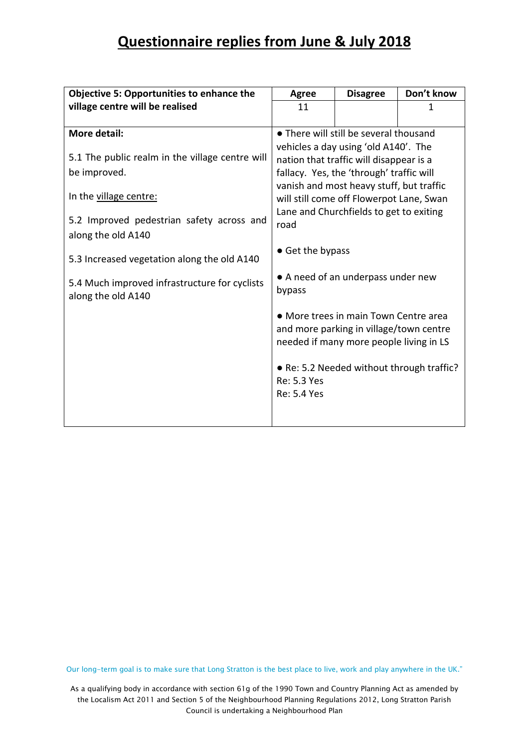# Questionnaire replies from June & July 2018

| Objective 5: Opportunities to enhance the village centre will be realised | Agree | Disagree | Don't know |
|---|---|---|---|
| | 11 | | 1 |
| **More detail:**<br><br>5.1 The public realm in the village centre will be improved.<br><br>In the village centre:<br><br>5.2 Improved pedestrian safety across and along the old A140<br><br>5.3 Increased vegetation along the old A140<br><br>5.4 Much improved infrastructure for cyclists along the old A140 | ● There will still be several thousand vehicles a day using 'old A140'. The nation that traffic will disappear is a fallacy. Yes, the 'through' traffic will vanish and most heavy stuff, but traffic will still come off Flowerpot Lane, Swan Lane and Churchfields to get to exiting road<br><br>● Get the bypass<br><br>● A need of an underpass under new bypass<br><br>● More trees in main Town Centre area and more parking in village/town centre needed if many more people living in LS<br><br>● Re: 5.2 Needed without through traffic?<br>Re: 5.3 Yes<br>Re: 5.4 Yes | | |

Our long-term goal is to make sure that Long Stratton is the best place to live, work and play anywhere in the UK."

As a qualifying body in accordance with section 61g of the 1990 Town and Country Planning Act as amended by the Localism Act 2011 and Section 5 of the Neighbourhood Planning Regulations 2012, Long Stratton Parish Council is undertaking a Neighbourhood Plan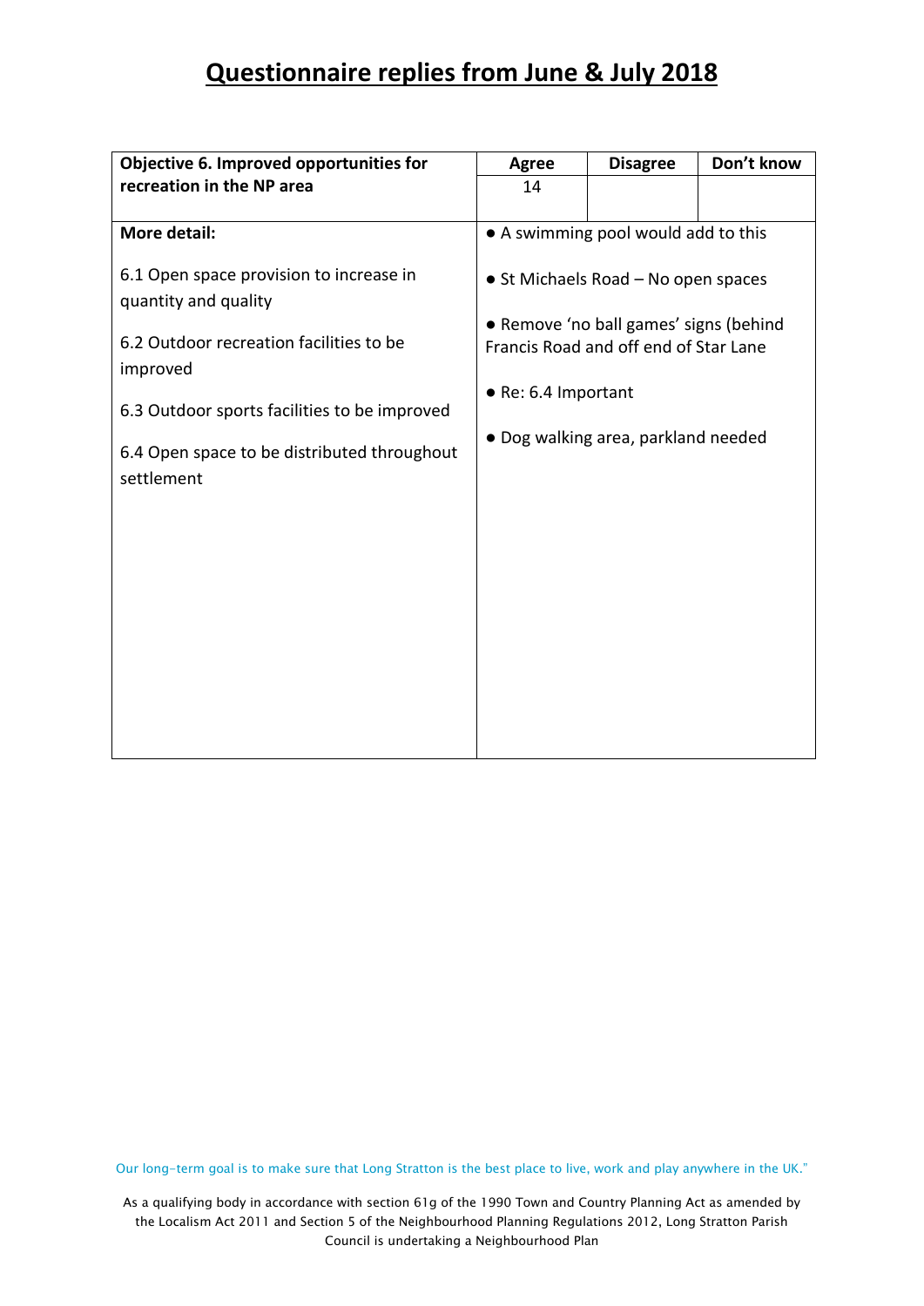# Questionnaire replies from June & July 2018

| Objective 6. Improved opportunities for recreation in the NP area | Agree | Disagree | Don't know |
|---|---|---|---|
| | 14 | | |
| **More detail:**<br><br>6.1 Open space provision to increase in quantity and quality<br><br>6.2 Outdoor recreation facilities to be improved<br><br>6.3 Outdoor sports facilities to be improved<br><br>6.4 Open space to be distributed throughout settlement | • A swimming pool would add to this<br><br>• St Michaels Road – No open spaces<br><br>• Remove 'no ball games' signs (behind Francis Road and off end of Star Lane<br><br>• Re: 6.4 Important<br><br>• Dog walking area, parkland needed | | |

Our long-term goal is to make sure that Long Stratton is the best place to live, work and play anywhere in the UK."

As a qualifying body in accordance with section 61g of the 1990 Town and Country Planning Act as amended by the Localism Act 2011 and Section 5 of the Neighbourhood Planning Regulations 2012, Long Stratton Parish Council is undertaking a Neighbourhood Plan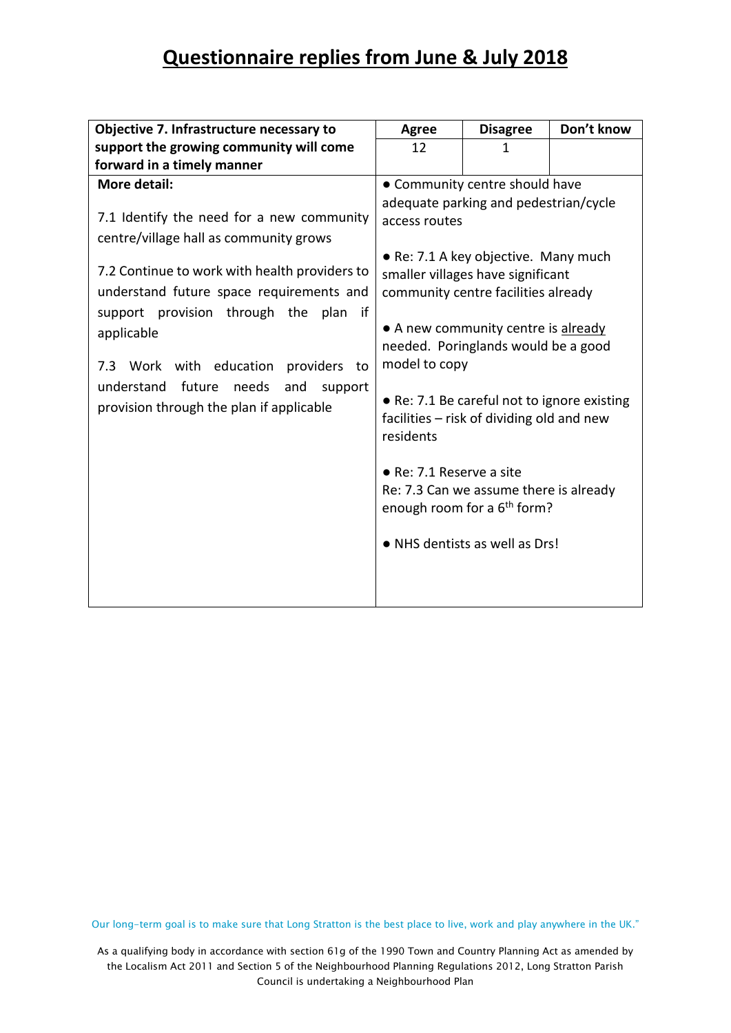# Questionnaire replies from June & July 2018

| Objective 7. Infrastructure necessary to support the growing community will come forward in a timely manner | Agree | Disagree | Don't know |
|---|---|---|---|
| | 12 | 1 | |
| **More detail:**<br><br>7.1 Identify the need for a new community centre/village hall as community grows<br><br>7.2 Continue to work with health providers to understand future space requirements and support provision through the plan if applicable<br><br>7.3 Work with education providers to understand future needs and support provision through the plan if applicable | ● Community centre should have adequate parking and pedestrian/cycle access routes<br><br>● Re: 7.1 A key objective. Many much smaller villages have significant community centre facilities already<br><br>● A new community centre is already needed. Poringlands would be a good model to copy<br><br>● Re: 7.1 Be careful not to ignore existing facilities – risk of dividing old and new residents<br><br>● Re: 7.1 Reserve a site<br>Re: 7.3 Can we assume there is already enough room for a 6th form?<br><br>● NHS dentists as well as Drs! | | |

Our long-term goal is to make sure that Long Stratton is the best place to live, work and play anywhere in the UK."

As a qualifying body in accordance with section 61g of the 1990 Town and Country Planning Act as amended by the Localism Act 2011 and Section 5 of the Neighbourhood Planning Regulations 2012, Long Stratton Parish Council is undertaking a Neighbourhood Plan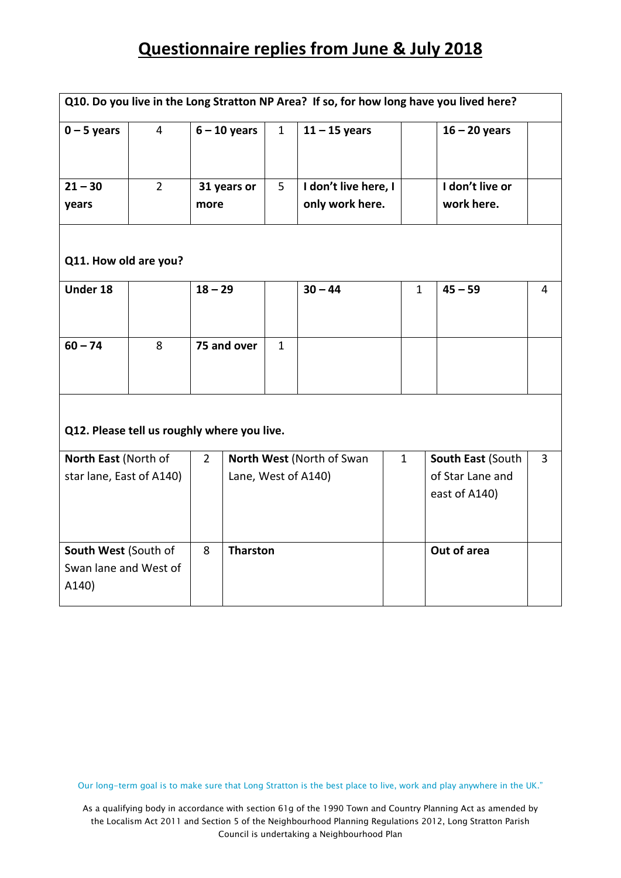# Questionnaire replies from June & July 2018

**Q10. Do you live in the Long Stratton NP Area? If so, for how long have you lived here?**

| | | | | | | | |
|---|---|---|---|---|---|---|---|
| **0 – 5 years** | 4 | **6 – 10 years** | 1 | **11 – 15 years** | | **16 – 20 years** | |
| **21 – 30 years** | 2 | **31 years or more** | 5 | **I don't live here, I only work here.** | | **I don't live or work here.** | |

**Q11. How old are you?**

| | | | | | | | |
|---|---|---|---|---|---|---|---|
| **Under 18** | | **18 – 29** | | **30 – 44** | 1 | **45 – 59** | 4 |
| **60 – 74** | 8 | **75 and over** | 1 | | | | |

**Q12. Please tell us roughly where you live.**

| | | | | | |
|---|---|---|---|---|---|
| **North East** (North of star lane, East of A140) | 2 | **North West** (North of Swan Lane, West of A140) | 1 | **South East** (South of Star Lane and east of A140) | 3 |
| **South West** (South of Swan lane and West of A140) | 8 | **Tharston** | | **Out of area** | |

Our long-term goal is to make sure that Long Stratton is the best place to live, work and play anywhere in the UK."

As a qualifying body in accordance with section 61g of the 1990 Town and Country Planning Act as amended by the Localism Act 2011 and Section 5 of the Neighbourhood Planning Regulations 2012, Long Stratton Parish Council is undertaking a Neighbourhood Plan